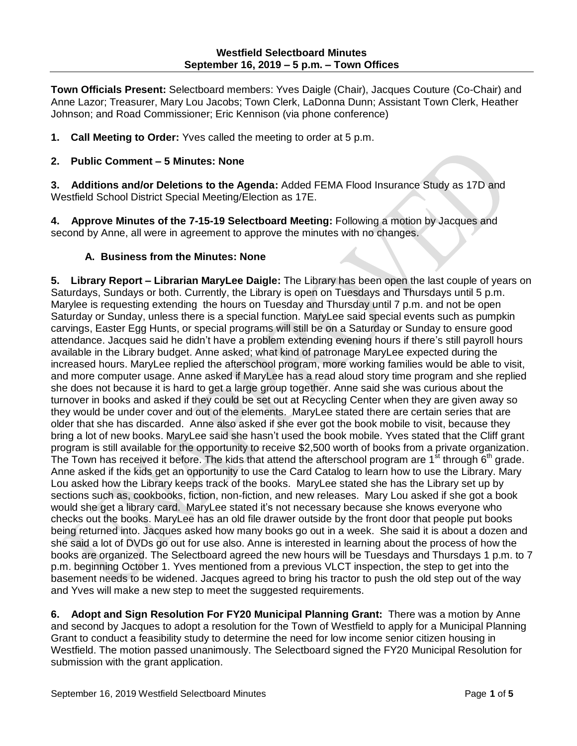**Westfield Selectboard Minutes**
**September 16, 2019 – 5 p.m. – Town Offices**

**Town Officials Present:** Selectboard members: Yves Daigle (Chair), Jacques Couture (Co-Chair) and Anne Lazor; Treasurer, Mary Lou Jacobs; Town Clerk, LaDonna Dunn; Assistant Town Clerk, Heather Johnson; and Road Commissioner; Eric Kennison (via phone conference)

**1. Call Meeting to Order:** Yves called the meeting to order at 5 p.m.

**2. Public Comment – 5 Minutes: None**

**3. Additions and/or Deletions to the Agenda:** Added FEMA Flood Insurance Study as 17D and Westfield School District Special Meeting/Election as 17E.

**4. Approve Minutes of the 7-15-19 Selectboard Meeting:** Following a motion by Jacques and second by Anne, all were in agreement to approve the minutes with no changes.

**A. Business from the Minutes: None**

**5. Library Report – Librarian MaryLee Daigle:** The Library has been open the last couple of years on Saturdays, Sundays or both. Currently, the Library is open on Tuesdays and Thursdays until 5 p.m. Marylee is requesting extending the hours on Tuesday and Thursday until 7 p.m. and not be open Saturday or Sunday, unless there is a special function. MaryLee said special events such as pumpkin carvings, Easter Egg Hunts, or special programs will still be on a Saturday or Sunday to ensure good attendance. Jacques said he didn't have a problem extending evening hours if there's still payroll hours available in the Library budget. Anne asked; what kind of patronage MaryLee expected during the increased hours. MaryLee replied the afterschool program, more working families would be able to visit, and more computer usage. Anne asked if MaryLee has a read aloud story time program and she replied she does not because it is hard to get a large group together. Anne said she was curious about the turnover in books and asked if they could be set out at Recycling Center when they are given away so they would be under cover and out of the elements. MaryLee stated there are certain series that are older that she has discarded. Anne also asked if she ever got the book mobile to visit, because they bring a lot of new books. MaryLee said she hasn't used the book mobile. Yves stated that the Cliff grant program is still available for the opportunity to receive $2,500 worth of books from a private organization. The Town has received it before. The kids that attend the afterschool program are 1st through 6th grade. Anne asked if the kids get an opportunity to use the Card Catalog to learn how to use the Library. Mary Lou asked how the Library keeps track of the books. MaryLee stated she has the Library set up by sections such as, cookbooks, fiction, non-fiction, and new releases. Mary Lou asked if she got a book would she get a library card. MaryLee stated it's not necessary because she knows everyone who checks out the books. MaryLee has an old file drawer outside by the front door that people put books being returned into. Jacques asked how many books go out in a week. She said it is about a dozen and she said a lot of DVDs go out for use also. Anne is interested in learning about the process of how the books are organized. The Selectboard agreed the new hours will be Tuesdays and Thursdays 1 p.m. to 7 p.m. beginning October 1. Yves mentioned from a previous VLCT inspection, the step to get into the basement needs to be widened. Jacques agreed to bring his tractor to push the old step out of the way and Yves will make a new step to meet the suggested requirements.

**6. Adopt and Sign Resolution For FY20 Municipal Planning Grant:** There was a motion by Anne and second by Jacques to adopt a resolution for the Town of Westfield to apply for a Municipal Planning Grant to conduct a feasibility study to determine the need for low income senior citizen housing in Westfield. The motion passed unanimously. The Selectboard signed the FY20 Municipal Resolution for submission with the grant application.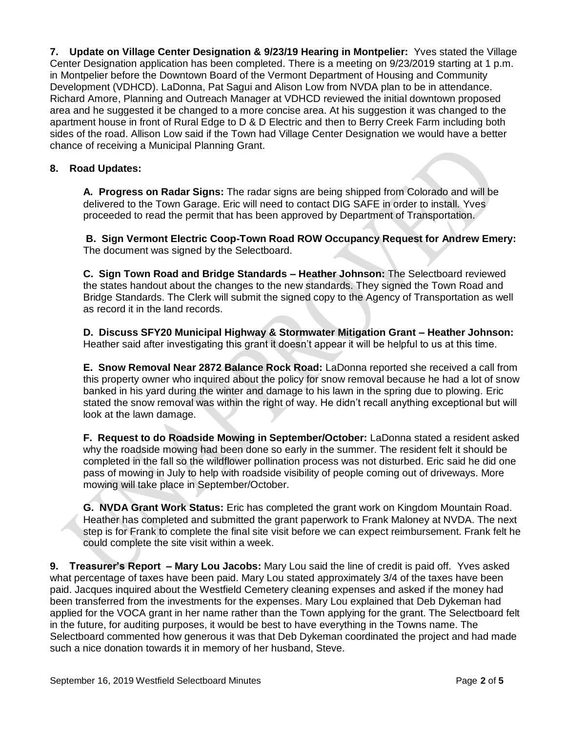**7. Update on Village Center Designation & 9/23/19 Hearing in Montpelier:** Yves stated the Village Center Designation application has been completed. There is a meeting on 9/23/2019 starting at 1 p.m. in Montpelier before the Downtown Board of the Vermont Department of Housing and Community Development (VDHCD). LaDonna, Pat Sagui and Alison Low from NVDA plan to be in attendance. Richard Amore, Planning and Outreach Manager at VDHCD reviewed the initial downtown proposed area and he suggested it be changed to a more concise area. At his suggestion it was changed to the apartment house in front of Rural Edge to D & D Electric and then to Berry Creek Farm including both sides of the road. Allison Low said if the Town had Village Center Designation we would have a better chance of receiving a Municipal Planning Grant.

**8. Road Updates:**

**A. Progress on Radar Signs:** The radar signs are being shipped from Colorado and will be delivered to the Town Garage. Eric will need to contact DIG SAFE in order to install. Yves proceeded to read the permit that has been approved by Department of Transportation.

**B. Sign Vermont Electric Coop-Town Road ROW Occupancy Request for Andrew Emery:** The document was signed by the Selectboard.

**C. Sign Town Road and Bridge Standards – Heather Johnson:** The Selectboard reviewed the states handout about the changes to the new standards. They signed the Town Road and Bridge Standards. The Clerk will submit the signed copy to the Agency of Transportation as well as record it in the land records.

**D. Discuss SFY20 Municipal Highway & Stormwater Mitigation Grant – Heather Johnson:** Heather said after investigating this grant it doesn't appear it will be helpful to us at this time.

**E. Snow Removal Near 2872 Balance Rock Road:** LaDonna reported she received a call from this property owner who inquired about the policy for snow removal because he had a lot of snow banked in his yard during the winter and damage to his lawn in the spring due to plowing. Eric stated the snow removal was within the right of way. He didn't recall anything exceptional but will look at the lawn damage.

**F. Request to do Roadside Mowing in September/October:** LaDonna stated a resident asked why the roadside mowing had been done so early in the summer. The resident felt it should be completed in the fall so the wildflower pollination process was not disturbed. Eric said he did one pass of mowing in July to help with roadside visibility of people coming out of driveways. More mowing will take place in September/October.

**G. NVDA Grant Work Status:** Eric has completed the grant work on Kingdom Mountain Road. Heather has completed and submitted the grant paperwork to Frank Maloney at NVDA. The next step is for Frank to complete the final site visit before we can expect reimbursement. Frank felt he could complete the site visit within a week.

**9. Treasurer's Report – Mary Lou Jacobs:** Mary Lou said the line of credit is paid off. Yves asked what percentage of taxes have been paid. Mary Lou stated approximately 3/4 of the taxes have been paid. Jacques inquired about the Westfield Cemetery cleaning expenses and asked if the money had been transferred from the investments for the expenses. Mary Lou explained that Deb Dykeman had applied for the VOCA grant in her name rather than the Town applying for the grant. The Selectboard felt in the future, for auditing purposes, it would be best to have everything in the Towns name. The Selectboard commented how generous it was that Deb Dykeman coordinated the project and had made such a nice donation towards it in memory of her husband, Steve.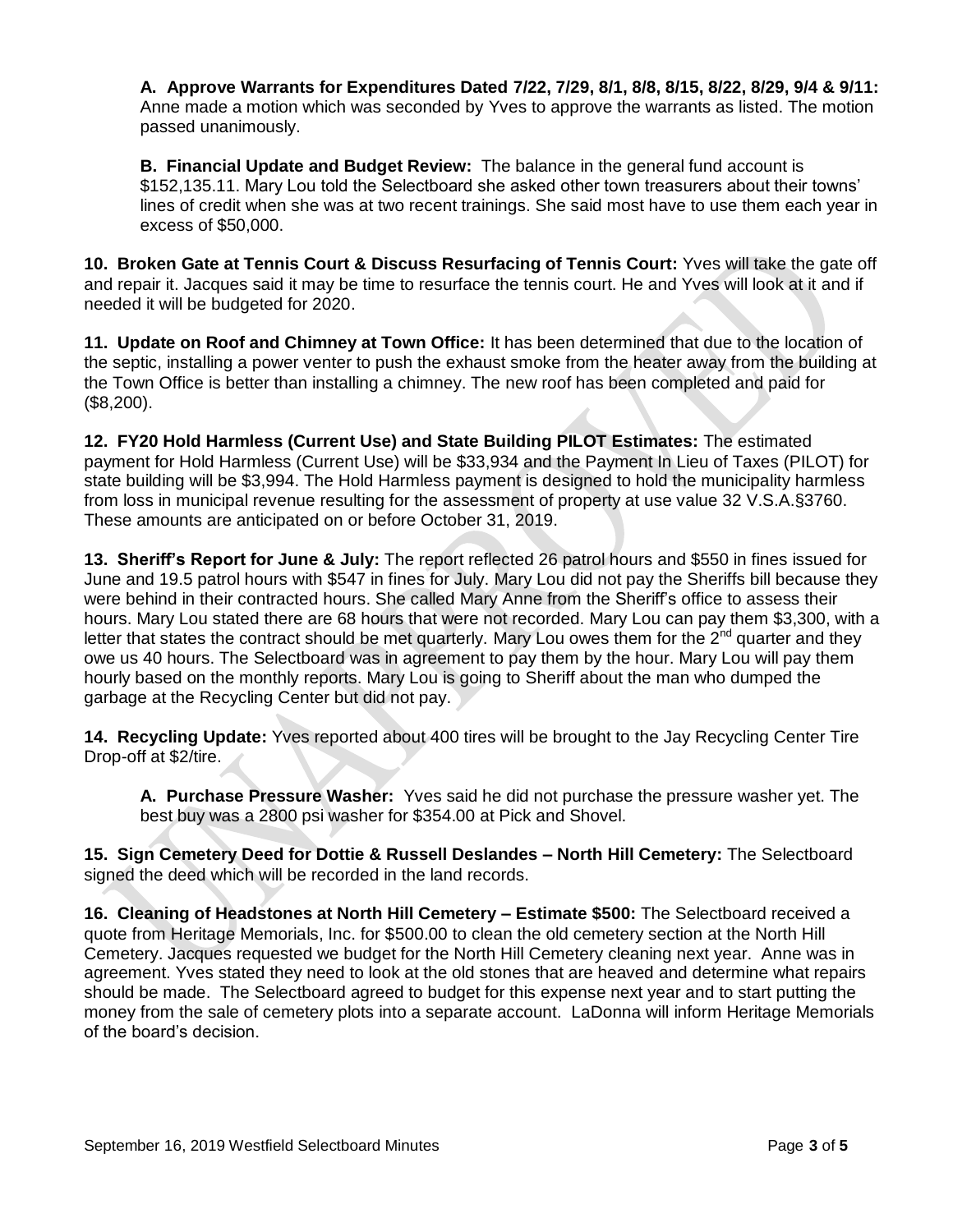**A. Approve Warrants for Expenditures Dated 7/22, 7/29, 8/1, 8/8, 8/15, 8/22, 8/29, 9/4 & 9/11:** Anne made a motion which was seconded by Yves to approve the warrants as listed. The motion passed unanimously.

**B. Financial Update and Budget Review:** The balance in the general fund account is $152,135.11. Mary Lou told the Selectboard she asked other town treasurers about their towns' lines of credit when she was at two recent trainings. She said most have to use them each year in excess of $50,000.

**10. Broken Gate at Tennis Court & Discuss Resurfacing of Tennis Court:** Yves will take the gate off and repair it. Jacques said it may be time to resurface the tennis court. He and Yves will look at it and if needed it will be budgeted for 2020.

**11. Update on Roof and Chimney at Town Office:** It has been determined that due to the location of the septic, installing a power venter to push the exhaust smoke from the heater away from the building at the Town Office is better than installing a chimney. The new roof has been completed and paid for ($8,200).

**12. FY20 Hold Harmless (Current Use) and State Building PILOT Estimates:** The estimated payment for Hold Harmless (Current Use) will be $33,934 and the Payment In Lieu of Taxes (PILOT) for state building will be $3,994. The Hold Harmless payment is designed to hold the municipality harmless from loss in municipal revenue resulting for the assessment of property at use value 32 V.S.A.§3760. These amounts are anticipated on or before October 31, 2019.

**13. Sheriff's Report for June & July:** The report reflected 26 patrol hours and $550 in fines issued for June and 19.5 patrol hours with $547 in fines for July. Mary Lou did not pay the Sheriffs bill because they were behind in their contracted hours. She called Mary Anne from the Sheriff's office to assess their hours. Mary Lou stated there are 68 hours that were not recorded. Mary Lou can pay them $3,300, with a letter that states the contract should be met quarterly. Mary Lou owes them for the 2nd quarter and they owe us 40 hours. The Selectboard was in agreement to pay them by the hour. Mary Lou will pay them hourly based on the monthly reports. Mary Lou is going to Sheriff about the man who dumped the garbage at the Recycling Center but did not pay.

**14. Recycling Update:** Yves reported about 400 tires will be brought to the Jay Recycling Center Tire Drop-off at $2/tire.

**A. Purchase Pressure Washer:** Yves said he did not purchase the pressure washer yet. The best buy was a 2800 psi washer for $354.00 at Pick and Shovel.

**15. Sign Cemetery Deed for Dottie & Russell Deslandes – North Hill Cemetery:** The Selectboard signed the deed which will be recorded in the land records.

**16. Cleaning of Headstones at North Hill Cemetery – Estimate $500:** The Selectboard received a quote from Heritage Memorials, Inc. for $500.00 to clean the old cemetery section at the North Hill Cemetery. Jacques requested we budget for the North Hill Cemetery cleaning next year. Anne was in agreement. Yves stated they need to look at the old stones that are heaved and determine what repairs should be made. The Selectboard agreed to budget for this expense next year and to start putting the money from the sale of cemetery plots into a separate account. LaDonna will inform Heritage Memorials of the board's decision.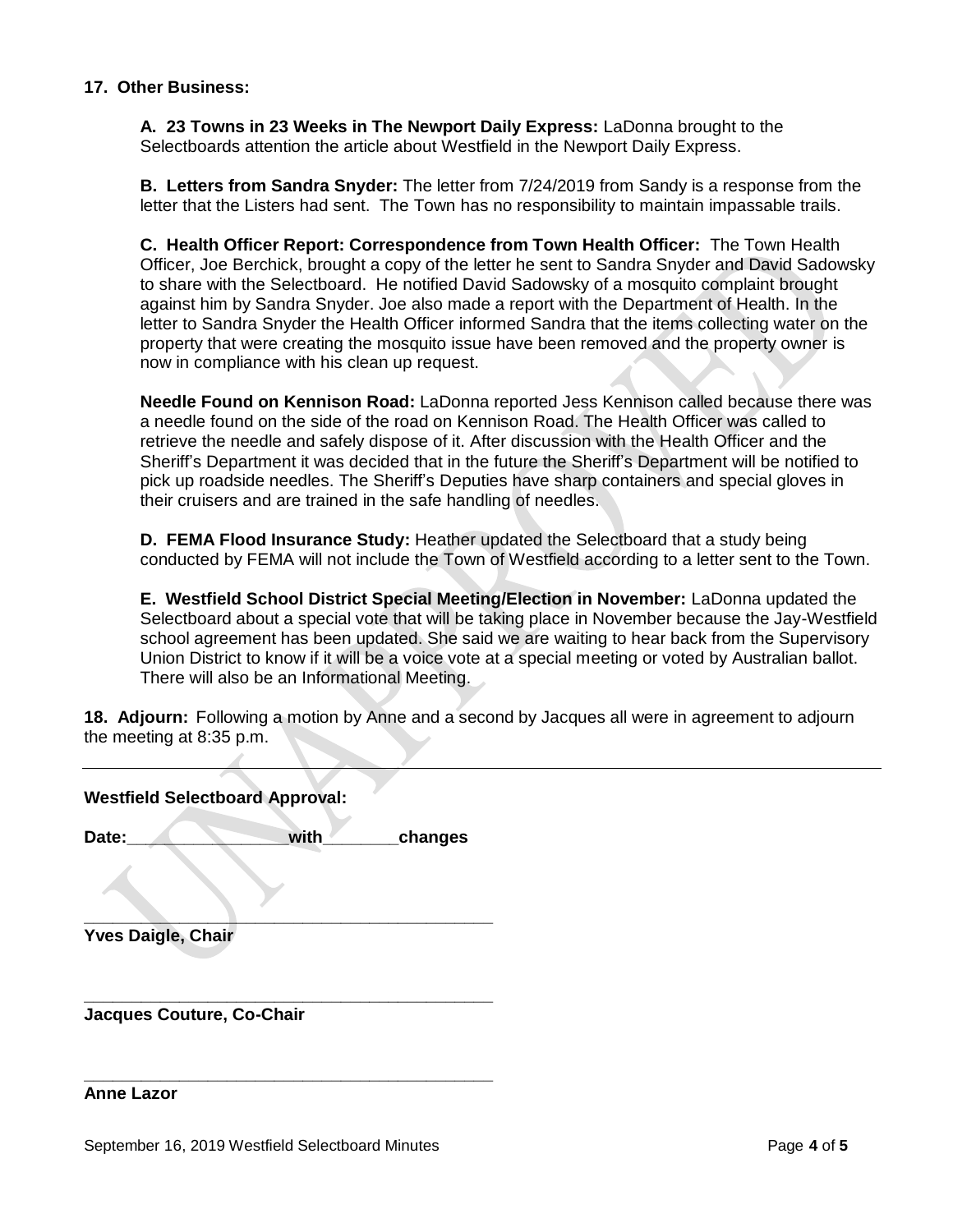**17. Other Business:**

**A. 23 Towns in 23 Weeks in The Newport Daily Express:** LaDonna brought to the Selectboards attention the article about Westfield in the Newport Daily Express.

**B. Letters from Sandra Snyder:** The letter from 7/24/2019 from Sandy is a response from the letter that the Listers had sent. The Town has no responsibility to maintain impassable trails.

**C. Health Officer Report: Correspondence from Town Health Officer:** The Town Health Officer, Joe Berchick, brought a copy of the letter he sent to Sandra Snyder and David Sadowsky to share with the Selectboard. He notified David Sadowsky of a mosquito complaint brought against him by Sandra Snyder. Joe also made a report with the Department of Health. In the letter to Sandra Snyder the Health Officer informed Sandra that the items collecting water on the property that were creating the mosquito issue have been removed and the property owner is now in compliance with his clean up request.

**Needle Found on Kennison Road:** LaDonna reported Jess Kennison called because there was a needle found on the side of the road on Kennison Road. The Health Officer was called to retrieve the needle and safely dispose of it. After discussion with the Health Officer and the Sheriff's Department it was decided that in the future the Sheriff's Department will be notified to pick up roadside needles. The Sheriff's Deputies have sharp containers and special gloves in their cruisers and are trained in the safe handling of needles.

**D. FEMA Flood Insurance Study:** Heather updated the Selectboard that a study being conducted by FEMA will not include the Town of Westfield according to a letter sent to the Town.

**E. Westfield School District Special Meeting/Election in November:** LaDonna updated the Selectboard about a special vote that will be taking place in November because the Jay-Westfield school agreement has been updated. She said we are waiting to hear back from the Supervisory Union District to know if it will be a voice vote at a special meeting or voted by Australian ballot. There will also be an Informational Meeting.

**18. Adjourn:** Following a motion by Anne and a second by Jacques all were in agreement to adjourn the meeting at 8:35 p.m.

---

**Westfield Selectboard Approval:**

**Date:\_\_\_\_\_\_\_\_\_\_\_\_\_\_\_\_\_with\_\_\_\_\_\_\_\_changes**

\_\_\_\_\_\_\_\_\_\_\_\_\_\_\_\_\_\_\_\_\_\_\_\_\_\_\_\_\_\_\_\_\_\_\_\_\_\_\_\_\_\_

**Yves Daigle, Chair**

\_\_\_\_\_\_\_\_\_\_\_\_\_\_\_\_\_\_\_\_\_\_\_\_\_\_\_\_\_\_\_\_\_\_\_\_\_\_\_\_\_\_

**Jacques Couture, Co-Chair**

\_\_\_\_\_\_\_\_\_\_\_\_\_\_\_\_\_\_\_\_\_\_\_\_\_\_\_\_\_\_\_\_\_\_\_\_\_\_\_\_\_\_

**Anne Lazor**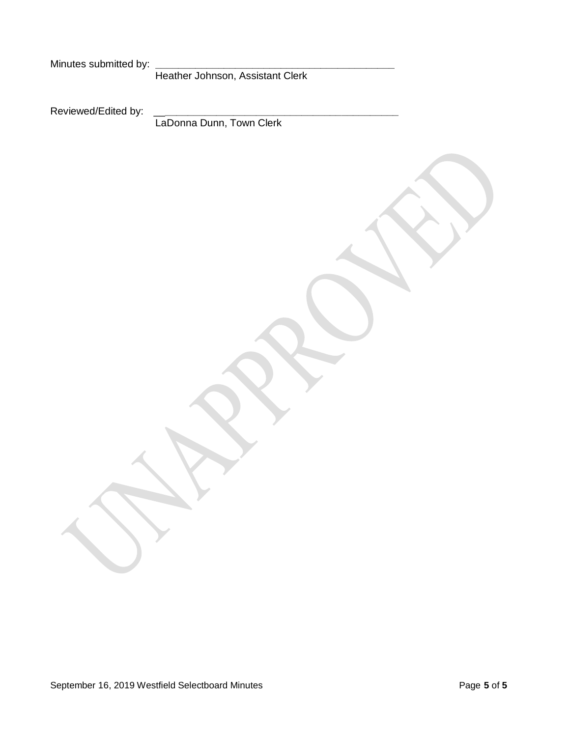Minutes submitted by: ___________________________________________
Heather Johnson, Assistant Clerk

Reviewed/Edited by: ___________________________________________
LaDonna Dunn, Town Clerk

UNAPPROVED